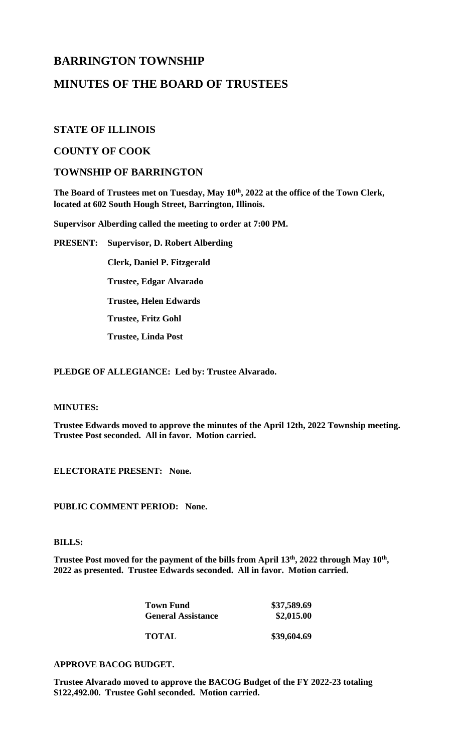# BARRINGTON TOWNSHIP

# MINUTES OF THE BOARD OF TRUSTEES

## STATE OF ILLINOIS

## COUNTY OF COOK

## TOWNSHIP OF BARRINGTON

**The Board of Trustees met on Tuesday, May 10th, 2022 at the office of the Town Clerk, located at 602 South Hough Street, Barrington, Illinois.**

**Supervisor Alberding called the meeting to order at 7:00 PM.**

**PRESENT: Supervisor, D. Robert Alberding**

**Clerk, Daniel P. Fitzgerald**

**Trustee, Edgar Alvarado**

**Trustee, Helen Edwards**

**Trustee, Fritz Gohl**

**Trustee, Linda Post**

**PLEDGE OF ALLEGIANCE: Led by: Trustee Alvarado.**

**MINUTES:**

**Trustee Edwards moved to approve the minutes of the April 12th, 2022 Township meeting. Trustee Post seconded. All in favor. Motion carried.**

**ELECTORATE PRESENT: None.**

**PUBLIC COMMENT PERIOD: None.**

**BILLS:**

**Trustee Post moved for the payment of the bills from April 13th, 2022 through May 10th, 2022 as presented. Trustee Edwards seconded. All in favor. Motion carried.**

| | |
|---|---|
| **Town Fund** | **\$37,589.69** |
| **General Assistance** | **\$2,015.00** |
| **TOTAL** | **\$39,604.69** |

**APPROVE BACOG BUDGET.**

**Trustee Alvarado moved to approve the BACOG Budget of the FY 2022-23 totaling \$122,492.00. Trustee Gohl seconded. Motion carried.**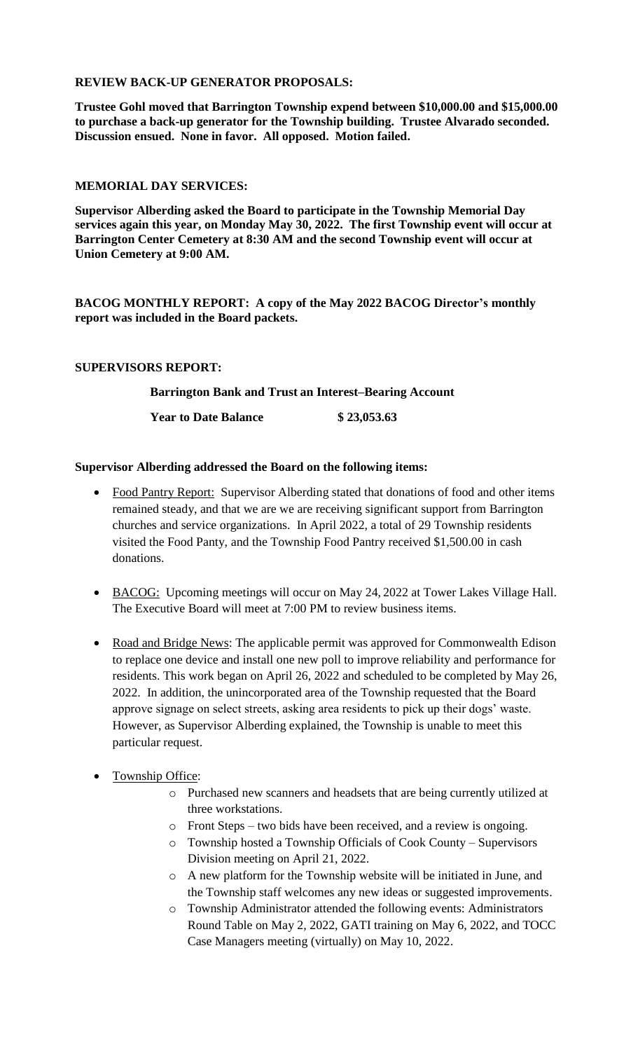**REVIEW BACK-UP GENERATOR PROPOSALS:**

**Trustee Gohl moved that Barrington Township expend between $10,000.00 and $15,000.00 to purchase a back-up generator for the Township building. Trustee Alvarado seconded. Discussion ensued. None in favor. All opposed. Motion failed.**

**MEMORIAL DAY SERVICES:**

**Supervisor Alberding asked the Board to participate in the Township Memorial Day services again this year, on Monday May 30, 2022. The first Township event will occur at Barrington Center Cemetery at 8:30 AM and the second Township event will occur at Union Cemetery at 9:00 AM.**

**BACOG MONTHLY REPORT: A copy of the May 2022 BACOG Director's monthly report was included in the Board packets.**

**SUPERVISORS REPORT:**

**Barrington Bank and Trust an Interest–Bearing Account**

**Year to Date Balance $ 23,053.63**

**Supervisor Alberding addressed the Board on the following items:**

- Food Pantry Report: Supervisor Alberding stated that donations of food and other items remained steady, and that we are we are receiving significant support from Barrington churches and service organizations. In April 2022, a total of 29 Township residents visited the Food Panty, and the Township Food Pantry received $1,500.00 in cash donations.
- BACOG: Upcoming meetings will occur on May 24, 2022 at Tower Lakes Village Hall. The Executive Board will meet at 7:00 PM to review business items.
- Road and Bridge News: The applicable permit was approved for Commonwealth Edison to replace one device and install one new poll to improve reliability and performance for residents. This work began on April 26, 2022 and scheduled to be completed by May 26, 2022. In addition, the unincorporated area of the Township requested that the Board approve signage on select streets, asking area residents to pick up their dogs' waste. However, as Supervisor Alberding explained, the Township is unable to meet this particular request.
- Township Office:
  - Purchased new scanners and headsets that are being currently utilized at three workstations.
  - Front Steps – two bids have been received, and a review is ongoing.
  - Township hosted a Township Officials of Cook County – Supervisors Division meeting on April 21, 2022.
  - A new platform for the Township website will be initiated in June, and the Township staff welcomes any new ideas or suggested improvements.
  - Township Administrator attended the following events: Administrators Round Table on May 2, 2022, GATI training on May 6, 2022, and TOCC Case Managers meeting (virtually) on May 10, 2022.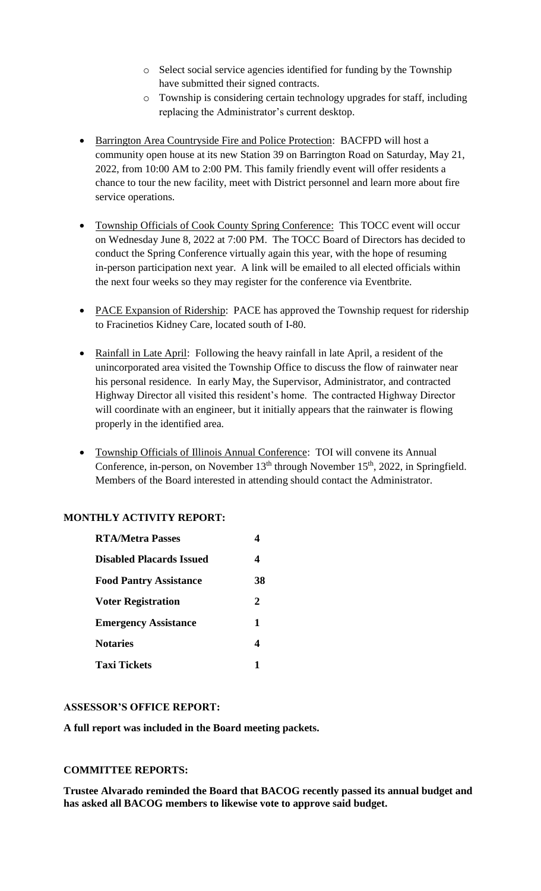- Select social service agencies identified for funding by the Township have submitted their signed contracts.
  - Township is considering certain technology upgrades for staff, including replacing the Administrator's current desktop.

- Barrington Area Countryside Fire and Police Protection: BACFPD will host a community open house at its new Station 39 on Barrington Road on Saturday, May 21, 2022, from 10:00 AM to 2:00 PM. This family friendly event will offer residents a chance to tour the new facility, meet with District personnel and learn more about fire service operations.

- Township Officials of Cook County Spring Conference: This TOCC event will occur on Wednesday June 8, 2022 at 7:00 PM. The TOCC Board of Directors has decided to conduct the Spring Conference virtually again this year, with the hope of resuming in-person participation next year. A link will be emailed to all elected officials within the next four weeks so they may register for the conference via Eventbrite.

- PACE Expansion of Ridership: PACE has approved the Township request for ridership to Fracinetios Kidney Care, located south of I-80.

- Rainfall in Late April: Following the heavy rainfall in late April, a resident of the unincorporated area visited the Township Office to discuss the flow of rainwater near his personal residence. In early May, the Supervisor, Administrator, and contracted Highway Director all visited this resident's home. The contracted Highway Director will coordinate with an engineer, but it initially appears that the rainwater is flowing properly in the identified area.

- Township Officials of Illinois Annual Conference: TOI will convene its Annual Conference, in-person, on November 13th through November 15th, 2022, in Springfield. Members of the Board interested in attending should contact the Administrator.

**MONTHLY ACTIVITY REPORT:**

| | |
|---|---|
| **RTA/Metra Passes** | **4** |
| **Disabled Placards Issued** | **4** |
| **Food Pantry Assistance** | **38** |
| **Voter Registration** | **2** |
| **Emergency Assistance** | **1** |
| **Notaries** | **4** |
| **Taxi Tickets** | **1** |

**ASSESSOR'S OFFICE REPORT:**

**A full report was included in the Board meeting packets.**

**COMMITTEE REPORTS:**

**Trustee Alvarado reminded the Board that BACOG recently passed its annual budget and has asked all BACOG members to likewise vote to approve said budget.**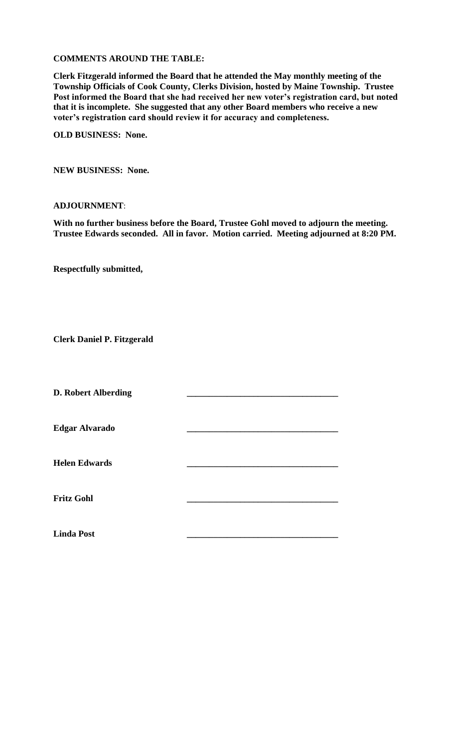**COMMENTS AROUND THE TABLE:**

**Clerk Fitzgerald informed the Board that he attended the May monthly meeting of the Township Officials of Cook County, Clerks Division, hosted by Maine Township. Trustee Post informed the Board that she had received her new voter's registration card, but noted that it is incomplete. She suggested that any other Board members who receive a new voter's registration card should review it for accuracy and completeness.**

**OLD BUSINESS: None.**

**NEW BUSINESS: None.**

**ADJOURNMENT:**

**With no further business before the Board, Trustee Gohl moved to adjourn the meeting. Trustee Edwards seconded. All in favor. Motion carried. Meeting adjourned at 8:20 PM.**

**Respectfully submitted,**

**Clerk Daniel P. Fitzgerald**

**D. Robert Alberding** \_\_\_\_\_\_\_\_\_\_\_\_\_\_\_\_\_\_\_\_\_\_\_\_\_\_\_\_\_\_\_\_

**Edgar Alvarado** \_\_\_\_\_\_\_\_\_\_\_\_\_\_\_\_\_\_\_\_\_\_\_\_\_\_\_\_\_\_\_\_

**Helen Edwards** \_\_\_\_\_\_\_\_\_\_\_\_\_\_\_\_\_\_\_\_\_\_\_\_\_\_\_\_\_\_\_\_

**Fritz Gohl** \_\_\_\_\_\_\_\_\_\_\_\_\_\_\_\_\_\_\_\_\_\_\_\_\_\_\_\_\_\_\_\_

**Linda Post** \_\_\_\_\_\_\_\_\_\_\_\_\_\_\_\_\_\_\_\_\_\_\_\_\_\_\_\_\_\_\_\_